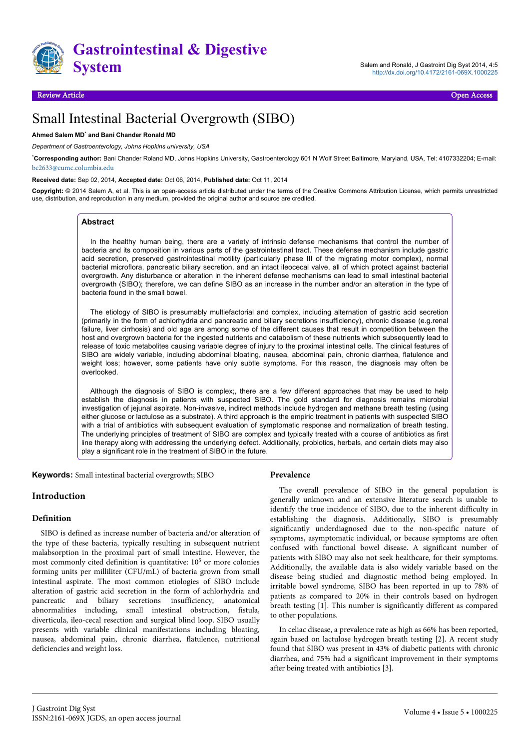Review Article

Open Access

# Small Intestinal Bacterial Overgrowth (SIBO)

**Ahmed Salem MD[*] and Bani Chander Ronald MD**

*Department of Gastroenterology, Johns Hopkins university, USA*

[*]**Corresponding author:** Bani Chander Roland MD, Johns Hopkins University, Gastroenterology 601 N Wolf Street Baltimore, Maryland, USA, Tel: 4107332204; E-mail: bc2633@cumc.columbia.edu

**Received date:** Sep 02, 2014, **Accepted date:** Oct 06, 2014, **Published date:** Oct 11, 2014

**Copyright:** © 2014 Salem A, et al. This is an open-access article distributed under the terms of the Creative Commons Attribution License, which permits unrestricted use, distribution, and reproduction in any medium, provided the original author and source are credited.

## Abstract

In the healthy human being, there are a variety of intrinsic defense mechanisms that control the number of bacteria and its composition in various parts of the gastrointestinal tract. These defense mechanism include gastric acid secretion, preserved gastrointestinal motility (particularly phase III of the migrating motor complex), normal bacterial microflora, pancreatic biliary secretion, and an intact ileocecal valve, all of which protect against bacterial overgrowth. Any disturbance or alteration in the inherent defense mechanisms can lead to small intestinal bacterial overgrowth (SIBO); therefore, we can define SIBO as an increase in the number and/or an alteration in the type of bacteria found in the small bowel.

The etiology of SIBO is presumably multiefactorial and complex, including alternation of gastric acid secretion (primarily in the form of achlorhydria and pancreatic and biliary secretions insufficiency), chronic disease (e.g.renal failure, liver cirrhosis) and old age are among some of the different causes that result in competition between the host and overgrown bacteria for the ingested nutrients and catabolism of these nutrients which subsequently lead to release of toxic metabolites causing variable degree of injury to the proximal intestinal cells. The clinical features of SIBO are widely variable, including abdominal bloating, nausea, abdominal pain, chronic diarrhea, flatulence and weight loss; however, some patients have only subtle symptoms. For this reason, the diagnosis may often be overlooked.

Although the diagnosis of SIBO is complex;, there are a few different approaches that may be used to help establish the diagnosis in patients with suspected SIBO. The gold standard for diagnosis remains microbial investigation of jejunal aspirate. Non-invasive, indirect methods include hydrogen and methane breath testing (using either glucose or lactulose as a substrate). A third approach is the empiric treatment in patients with suspected SIBO with a trial of antibiotics with subsequent evaluation of symptomatic response and normalization of breath testing. The underlying principles of treatment of SIBO are complex and typically treated with a course of antibiotics as first line therapy along with addressing the underlying defect. Additionally, probiotics, herbals, and certain diets may also play a significant role in the treatment of SIBO in the future.

**Keywords:** Small intestinal bacterial overgrowth; SIBO

## Introduction

### Definition

SIBO is defined as increase number of bacteria and/or alteration of the type of these bacteria, typically resulting in subsequent nutrient malabsorption in the proximal part of small intestine. However, the most commonly cited definition is quantitative: $10^5$ or more colonies forming units per milliliter (CFU/mL) of bacteria grown from small intestinal aspirate. The most common etiologies of SIBO include alteration of gastric acid secretion in the form of achlorhydria and pancreatic and biliary secretions insufficiency, anatomical abnormalities including, small intestinal obstruction, fistula, diverticula, ileo-cecal resection and surgical blind loop. SIBO usually presents with variable clinical manifestations including bloating, nausea, abdominal pain, chronic diarrhea, flatulence, nutritional deficiencies and weight loss.

### Prevalence

The overall prevalence of SIBO in the general population is generally unknown and an extensive literature search is unable to identify the true incidence of SIBO, due to the inherent difficulty in establishing the diagnosis. Additionally, SIBO is presumably significantly underdiagnosed due to the non-specific nature of symptoms, asymptomatic individual, or because symptoms are often confused with functional bowel disease. A significant number of patients with SIBO may also not seek healthcare, for their symptoms. Additionally, the available data is also widely variable based on the disease being studied and diagnostic method being employed. In irritable bowel syndrome, SIBO has been reported in up to 78% of patients as compared to 20% in their controls based on hydrogen breath testing [1]. This number is significantly different as compared to other populations.

In celiac disease, a prevalence rate as high as 66% has been reported, again based on lactulose hydrogen breath testing [2]. A recent study found that SIBO was present in 43% of diabetic patients with chronic diarrhea, and 75% had a significant improvement in their symptoms after being treated with antibiotics [3].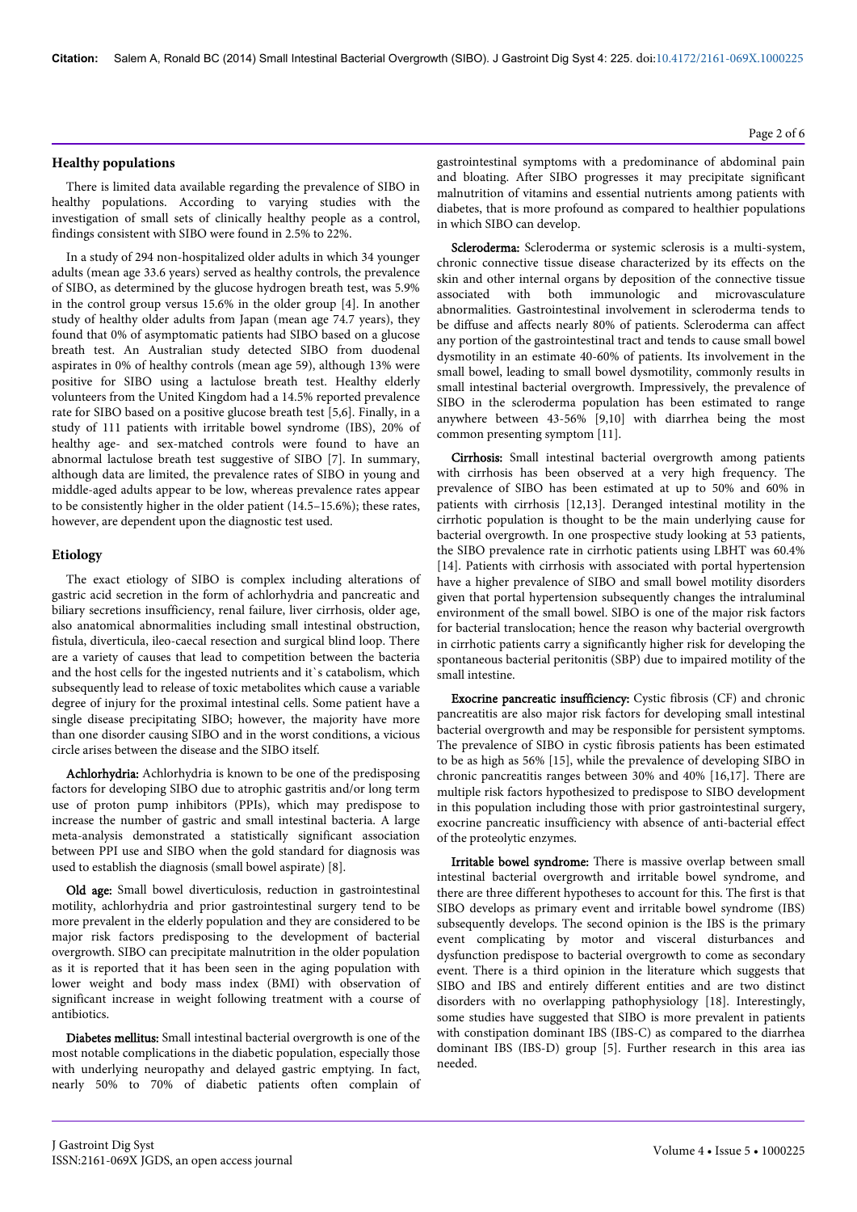## Healthy populations

There is limited data available regarding the prevalence of SIBO in healthy populations. According to varying studies with the investigation of small sets of clinically healthy people as a control, findings consistent with SIBO were found in 2.5% to 22%.

In a study of 294 non-hospitalized older adults in which 34 younger adults (mean age 33.6 years) served as healthy controls, the prevalence of SIBO, as determined by the glucose hydrogen breath test, was 5.9% in the control group versus 15.6% in the older group [4]. In another study of healthy older adults from Japan (mean age 74.7 years), they found that 0% of asymptomatic patients had SIBO based on a glucose breath test. An Australian study detected SIBO from duodenal aspirates in 0% of healthy controls (mean age 59), although 13% were positive for SIBO using a lactulose breath test. Healthy elderly volunteers from the United Kingdom had a 14.5% reported prevalence rate for SIBO based on a positive glucose breath test [5,6]. Finally, in a study of 111 patients with irritable bowel syndrome (IBS), 20% of healthy age- and sex-matched controls were found to have an abnormal lactulose breath test suggestive of SIBO [7]. In summary, although data are limited, the prevalence rates of SIBO in young and middle-aged adults appear to be low, whereas prevalence rates appear to be consistently higher in the older patient (14.5–15.6%); these rates, however, are dependent upon the diagnostic test used.

## Etiology

The exact etiology of SIBO is complex including alterations of gastric acid secretion in the form of achlorhydria and pancreatic and biliary secretions insufficiency, renal failure, liver cirrhosis, older age, also anatomical abnormalities including small intestinal obstruction, fistula, diverticula, ileo-caecal resection and surgical blind loop. There are a variety of causes that lead to competition between the bacteria and the host cells for the ingested nutrients and it`s catabolism, which subsequently lead to release of toxic metabolites which cause a variable degree of injury for the proximal intestinal cells. Some patient have a single disease precipitating SIBO; however, the majority have more than one disorder causing SIBO and in the worst conditions, a vicious circle arises between the disease and the SIBO itself.

**Achlorhydria:** Achlorhydria is known to be one of the predisposing factors for developing SIBO due to atrophic gastritis and/or long term use of proton pump inhibitors (PPIs), which may predispose to increase the number of gastric and small intestinal bacteria. A large meta-analysis demonstrated a statistically significant association between PPI use and SIBO when the gold standard for diagnosis was used to establish the diagnosis (small bowel aspirate) [8].

**Old age:** Small bowel diverticulosis, reduction in gastrointestinal motility, achlorhydria and prior gastrointestinal surgery tend to be more prevalent in the elderly population and they are considered to be major risk factors predisposing to the development of bacterial overgrowth. SIBO can precipitate malnutrition in the older population as it is reported that it has been seen in the aging population with lower weight and body mass index (BMI) with observation of significant increase in weight following treatment with a course of antibiotics.

**Diabetes mellitus:** Small intestinal bacterial overgrowth is one of the most notable complications in the diabetic population, especially those with underlying neuropathy and delayed gastric emptying. In fact, nearly 50% to 70% of diabetic patients often complain of gastrointestinal symptoms with a predominance of abdominal pain and bloating. After SIBO progresses it may precipitate significant malnutrition of vitamins and essential nutrients among patients with diabetes, that is more profound as compared to healthier populations in which SIBO can develop.

**Scleroderma:** Scleroderma or systemic sclerosis is a multi-system, chronic connective tissue disease characterized by its effects on the skin and other internal organs by deposition of the connective tissue associated with both immunologic and microvasculature abnormalities. Gastrointestinal involvement in scleroderma tends to be diffuse and affects nearly 80% of patients. Scleroderma can affect any portion of the gastrointestinal tract and tends to cause small bowel dysmotility in an estimate 40-60% of patients. Its involvement in the small bowel, leading to small bowel dysmotility, commonly results in small intestinal bacterial overgrowth. Impressively, the prevalence of SIBO in the scleroderma population has been estimated to range anywhere between 43-56% [9,10] with diarrhea being the most common presenting symptom [11].

**Cirrhosis:** Small intestinal bacterial overgrowth among patients with cirrhosis has been observed at a very high frequency. The prevalence of SIBO has been estimated at up to 50% and 60% in patients with cirrhosis [12,13]. Deranged intestinal motility in the cirrhotic population is thought to be the main underlying cause for bacterial overgrowth. In one prospective study looking at 53 patients, the SIBO prevalence rate in cirrhotic patients using LBHT was 60.4% [14]. Patients with cirrhosis with associated with portal hypertension have a higher prevalence of SIBO and small bowel motility disorders given that portal hypertension subsequently changes the intraluminal environment of the small bowel. SIBO is one of the major risk factors for bacterial translocation; hence the reason why bacterial overgrowth in cirrhotic patients carry a significantly higher risk for developing the spontaneous bacterial peritonitis (SBP) due to impaired motility of the small intestine.

**Exocrine pancreatic insufficiency:** Cystic fibrosis (CF) and chronic pancreatitis are also major risk factors for developing small intestinal bacterial overgrowth and may be responsible for persistent symptoms. The prevalence of SIBO in cystic fibrosis patients has been estimated to be as high as 56% [15], while the prevalence of developing SIBO in chronic pancreatitis ranges between 30% and 40% [16,17]. There are multiple risk factors hypothesized to predispose to SIBO development in this population including those with prior gastrointestinal surgery, exocrine pancreatic insufficiency with absence of anti-bacterial effect of the proteolytic enzymes.

**Irritable bowel syndrome:** There is massive overlap between small intestinal bacterial overgrowth and irritable bowel syndrome, and there are three different hypotheses to account for this. The first is that SIBO develops as primary event and irritable bowel syndrome (IBS) subsequently develops. The second opinion is the IBS is the primary event complicating by motor and visceral disturbances and dysfunction predispose to bacterial overgrowth to come as secondary event. There is a third opinion in the literature which suggests that SIBO and IBS and entirely different entities and are two distinct disorders with no overlapping pathophysiology [18]. Interestingly, some studies have suggested that SIBO is more prevalent in patients with constipation dominant IBS (IBS-C) as compared to the diarrhea dominant IBS (IBS-D) group [5]. Further research in this area ias needed.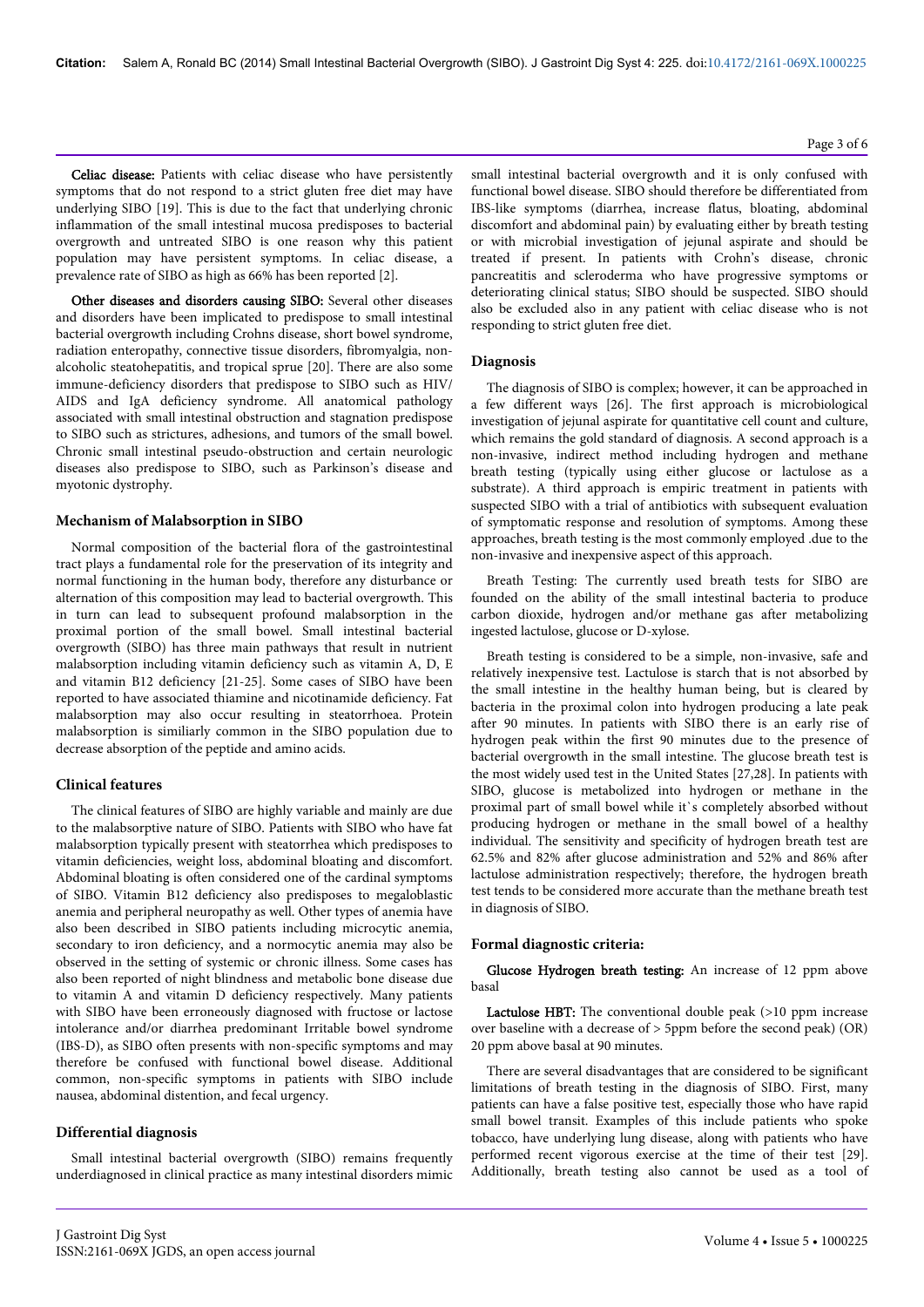**Celiac disease:** Patients with celiac disease who have persistently symptoms that do not respond to a strict gluten free diet may have underlying SIBO [19]. This is due to the fact that underlying chronic inflammation of the small intestinal mucosa predisposes to bacterial overgrowth and untreated SIBO is one reason why this patient population may have persistent symptoms. In celiac disease, a prevalence rate of SIBO as high as 66% has been reported [2].

**Other diseases and disorders causing SIBO:** Several other diseases and disorders have been implicated to predispose to small intestinal bacterial overgrowth including Crohns disease, short bowel syndrome, radiation enteropathy, connective tissue disorders, fibromyalgia, non-alcoholic steatohepatitis, and tropical sprue [20]. There are also some immune-deficiency disorders that predispose to SIBO such as HIV/AIDS and IgA deficiency syndrome. All anatomical pathology associated with small intestinal obstruction and stagnation predispose to SIBO such as strictures, adhesions, and tumors of the small bowel. Chronic small intestinal pseudo-obstruction and certain neurologic diseases also predispose to SIBO, such as Parkinson's disease and myotonic dystrophy.

## Mechanism of Malabsorption in SIBO

Normal composition of the bacterial flora of the gastrointestinal tract plays a fundamental role for the preservation of its integrity and normal functioning in the human body, therefore any disturbance or alternation of this composition may lead to bacterial overgrowth. This in turn can lead to subsequent profound malabsorption in the proximal portion of the small bowel. Small intestinal bacterial overgrowth (SIBO) has three main pathways that result in nutrient malabsorption including vitamin deficiency such as vitamin A, D, E and vitamin B12 deficiency [21-25]. Some cases of SIBO have been reported to have associated thiamine and nicotinamide deficiency. Fat malabsorption may also occur resulting in steatorrhoea. Protein malabsorption is similiarly common in the SIBO population due to decrease absorption of the peptide and amino acids.

## Clinical features

The clinical features of SIBO are highly variable and mainly are due to the malabsorptive nature of SIBO. Patients with SIBO who have fat malabsorption typically present with steatorrhea which predisposes to vitamin deficiencies, weight loss, abdominal bloating and discomfort. Abdominal bloating is often considered one of the cardinal symptoms of SIBO. Vitamin B12 deficiency also predisposes to megaloblastic anemia and peripheral neuropathy as well. Other types of anemia have also been described in SIBO patients including microcytic anemia, secondary to iron deficiency, and a normocytic anemia may also be observed in the setting of systemic or chronic illness. Some cases has also been reported of night blindness and metabolic bone disease due to vitamin A and vitamin D deficiency respectively. Many patients with SIBO have been erroneously diagnosed with fructose or lactose intolerance and/or diarrhea predominant Irritable bowel syndrome (IBS-D), as SIBO often presents with non-specific symptoms and may therefore be confused with functional bowel disease. Additional common, non-specific symptoms in patients with SIBO include nausea, abdominal distention, and fecal urgency.

## Differential diagnosis

Small intestinal bacterial overgrowth (SIBO) remains frequently underdiagnosed in clinical practice as many intestinal disorders mimic small intestinal bacterial overgrowth and it is only confused with functional bowel disease. SIBO should therefore be differentiated from IBS-like symptoms (diarrhea, increase flatus, bloating, abdominal discomfort and abdominal pain) by evaluating either by breath testing or with microbial investigation of jejunal aspirate and should be treated if present. In patients with Crohn's disease, chronic pancreatitis and scleroderma who have progressive symptoms or deteriorating clinical status; SIBO should be suspected. SIBO should also be excluded also in any patient with celiac disease who is not responding to strict gluten free diet.

## Diagnosis

The diagnosis of SIBO is complex; however, it can be approached in a few different ways [26]. The first approach is microbiological investigation of jejunal aspirate for quantitative cell count and culture, which remains the gold standard of diagnosis. A second approach is a non-invasive, indirect method including hydrogen and methane breath testing (typically using either glucose or lactulose as a substrate). A third approach is empiric treatment in patients with suspected SIBO with a trial of antibiotics with subsequent evaluation of symptomatic response and resolution of symptoms. Among these approaches, breath testing is the most commonly employed .due to the non-invasive and inexpensive aspect of this approach.

Breath Testing: The currently used breath tests for SIBO are founded on the ability of the small intestinal bacteria to produce carbon dioxide, hydrogen and/or methane gas after metabolizing ingested lactulose, glucose or D-xylose.

Breath testing is considered to be a simple, non-invasive, safe and relatively inexpensive test. Lactulose is starch that is not absorbed by the small intestine in the healthy human being, but is cleared by bacteria in the proximal colon into hydrogen producing a late peak after 90 minutes. In patients with SIBO there is an early rise of hydrogen peak within the first 90 minutes due to the presence of bacterial overgrowth in the small intestine. The glucose breath test is the most widely used test in the United States [27,28]. In patients with SIBO, glucose is metabolized into hydrogen or methane in the proximal part of small bowel while it`s completely absorbed without producing hydrogen or methane in the small bowel of a healthy individual. The sensitivity and specificity of hydrogen breath test are 62.5% and 82% after glucose administration and 52% and 86% after lactulose administration respectively; therefore, the hydrogen breath test tends to be considered more accurate than the methane breath test in diagnosis of SIBO.

## Formal diagnostic criteria:

**Glucose Hydrogen breath testing:** An increase of 12 ppm above basal

**Lactulose HBT:** The conventional double peak (>10 ppm increase over baseline with a decrease of > 5ppm before the second peak) (OR) 20 ppm above basal at 90 minutes.

There are several disadvantages that are considered to be significant limitations of breath testing in the diagnosis of SIBO. First, many patients can have a false positive test, especially those who have rapid small bowel transit. Examples of this include patients who spoke tobacco, have underlying lung disease, along with patients who have performed recent vigorous exercise at the time of their test [29]. Additionally, breath testing also cannot be used as a tool of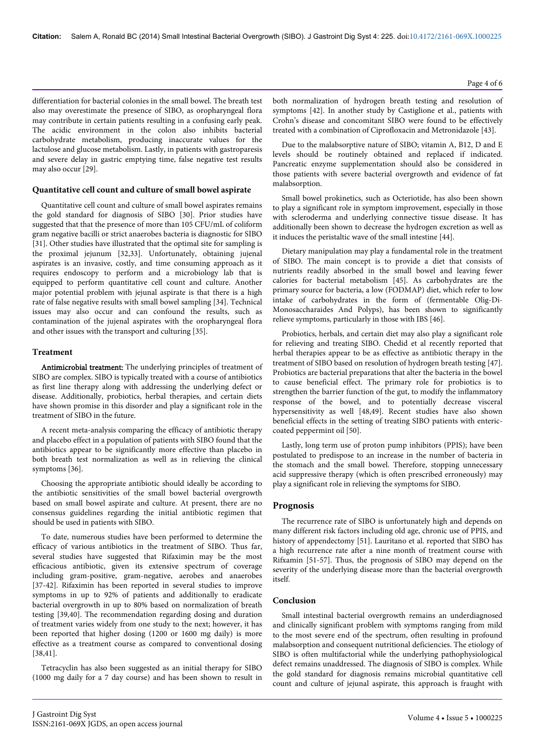differentiation for bacterial colonies in the small bowel. The breath test also may overestimate the presence of SIBO, as oropharyngeal flora may contribute in certain patients resulting in a confusing early peak. The acidic environment in the colon also inhibits bacterial carbohydrate metabolism, producing inaccurate values for the lactulose and glucose metabolism. Lastly, in patients with gastroparesis and severe delay in gastric emptying time, false negative test results may also occur [29].

### Quantitative cell count and culture of small bowel aspirate

Quantitative cell count and culture of small bowel aspirates remains the gold standard for diagnosis of SIBO [30]. Prior studies have suggested that that the presence of more than 105 CFU/mL of coliform gram negative bacilli or strict anaerobes bacteria is diagnostic for SIBO [31]. Other studies have illustrated that the optimal site for sampling is the proximal jejunum [32,33]. Unfortunately, obtaining jujenal aspirates is an invasive, costly, and time consuming approach as it requires endoscopy to perform and a microbiology lab that is equipped to perform quantitative cell count and culture. Another major potential problem with jejunal aspirate is that there is a high rate of false negative results with small bowel sampling [34]. Technical issues may also occur and can confound the results, such as contamination of the jujenal aspirates with the oropharyngeal flora and other issues with the transport and culturing [35].

### Treatment

**Antimicrobial treatment:** The underlying principles of treatment of SIBO are complex. SIBO is typically treated with a course of antibiotics as first line therapy along with addressing the underlying defect or disease. Additionally, probiotics, herbal therapies, and certain diets have shown promise in this disorder and play a significant role in the treatment of SIBO in the future.

A recent meta-analysis comparing the efficacy of antibiotic therapy and placebo effect in a population of patients with SIBO found that the antibiotics appear to be significantly more effective than placebo in both breath test normalization as well as in relieving the clinical symptoms [36].

Choosing the appropriate antibiotic should ideally be according to the antibiotic sensitivities of the small bowel bacterial overgrowth based on small bowel aspirate and culture. At present, there are no consensus guidelines regarding the initial antibiotic regimen that should be used in patients with SIBO.

To date, numerous studies have been performed to determine the efficacy of various antibiotics in the treatment of SIBO. Thus far, several studies have suggested that Rifaximin may be the most efficacious antibiotic, given its extensive spectrum of coverage including gram-positive, gram-negative, aerobes and anaerobes [37-42]. Rifaximin has been reported in several studies to improve symptoms in up to 92% of patients and additionally to eradicate bacterial overgrowth in up to 80% based on normalization of breath testing [39,40]. The recommendation regarding dosing and duration of treatment varies widely from one study to the next; however, it has been reported that higher dosing (1200 or 1600 mg daily) is more effective as a treatment course as compared to conventional dosing [38,41].

Tetracyclin has also been suggested as an initial therapy for SIBO (1000 mg daily for a 7 day course) and has been shown to result in both normalization of hydrogen breath testing and resolution of symptoms [42]. In another study by Castiglione et al., patients with Crohn's disease and concomitant SIBO were found to be effectively treated with a combination of Ciprofloxacin and Metronidazole [43].

Due to the malabsorptive nature of SIBO; vitamin A, B12, D and E levels should be routinely obtained and replaced if indicated. Pancreatic enzyme supplementation should also be considered in those patients with severe bacterial overgrowth and evidence of fat malabsorption.

Small bowel prokinetics, such as Octeriotide, has also been shown to play a significant role in symptom improvement, especially in those with scleroderma and underlying connective tissue disease. It has additionally been shown to decrease the hydrogen excretion as well as it induces the peristaltic wave of the small intestine [44].

Dietary manipulation may play a fundamental role in the treatment of SIBO. The main concept is to provide a diet that consists of nutrients readily absorbed in the small bowel and leaving fewer calories for bacterial metabolism [45]. As carbohydrates are the primary source for bacteria, a low (FODMAP) diet, which refer to low intake of carbohydrates in the form of (fermentable Olig-Di-Monosaccharaides And Polyps), has been shown to significantly relieve symptoms, particularly in those with IBS [46].

Probiotics, herbals, and certain diet may also play a significant role for relieving and treating SIBO. Chedid et al recently reported that herbal therapies appear to be as effective as antibiotic therapy in the treatment of SIBO based on resolution of hydrogen breath testing [47]. Probiotics are bacterial preparations that alter the bacteria in the bowel to cause beneficial effect. The primary role for probiotics is to strengthen the barrier function of the gut, to modify the inflammatory response of the bowel, and to potentially decrease visceral hypersensitivity as well [48,49]. Recent studies have also shown beneficial effects in the setting of treating SIBO patients with enteric-coated peppermint oil [50].

Lastly, long term use of proton pump inhibitors (PPIS); have been postulated to predispose to an increase in the number of bacteria in the stomach and the small bowel. Therefore, stopping unnecessary acid suppressive therapy (which is often prescribed erroneously) may play a significant role in relieving the symptoms for SIBO.

## Prognosis

The recurrence rate of SIBO is unfortunately high and depends on many different risk factors including old age, chronic use of PPIS, and history of appendectomy [51]. Lauritano et al. reported that SIBO has a high recurrence rate after a nine month of treatment course with Rifxamin [51-57]. Thus, the prognosis of SIBO may depend on the severity of the underlying disease more than the bacterial overgrowth itself.

## Conclusion

Small intestinal bacterial overgrowth remains an underdiagnosed and clinically significant problem with symptoms ranging from mild to the most severe end of the spectrum, often resulting in profound malabsorption and consequent nutritional deficiencies. The etiology of SIBO is often multifactorial while the underlying pathophysiological defect remains unaddressed. The diagnosis of SIBO is complex. While the gold standard for diagnosis remains microbial quantitative cell count and culture of jejunal aspirate, this approach is fraught with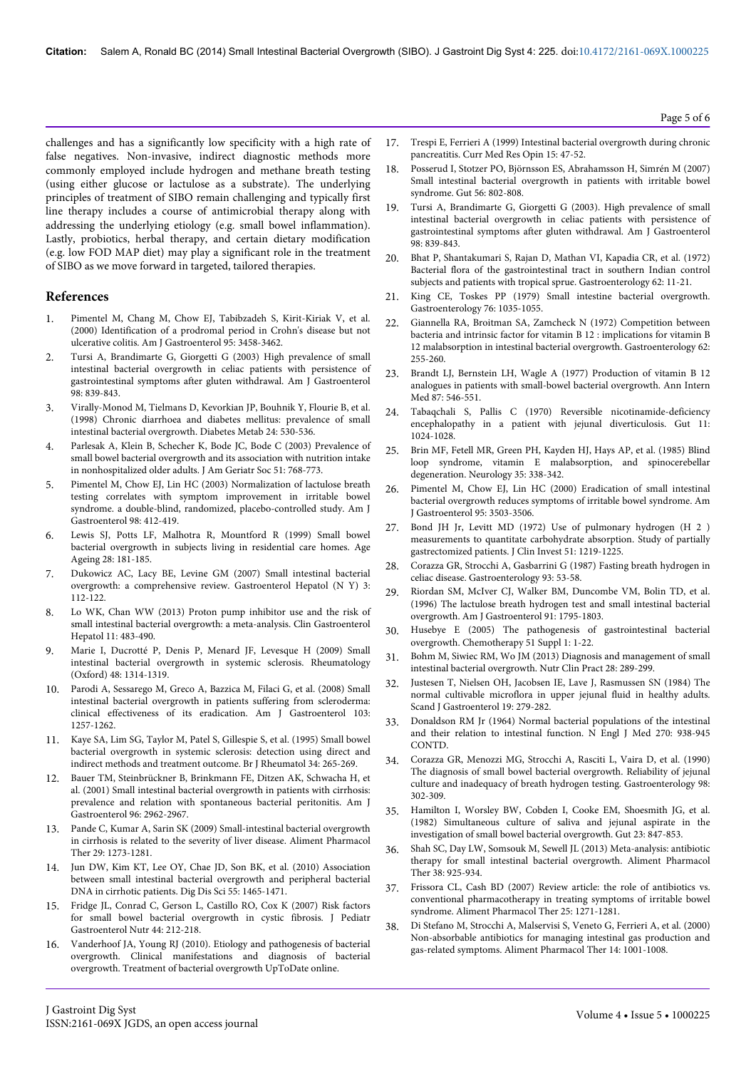challenges and has a significantly low specificity with a high rate of false negatives. Non-invasive, indirect diagnostic methods more commonly employed include hydrogen and methane breath testing (using either glucose or lactulose as a substrate). The underlying principles of treatment of SIBO remain challenging and typically first line therapy includes a course of antimicrobial therapy along with addressing the underlying etiology (e.g. small bowel inflammation). Lastly, probiotics, herbal therapy, and certain dietary modification (e.g. low FOD MAP diet) may play a significant role in the treatment of SIBO as we move forward in targeted, tailored therapies.

## References

1. Pimentel M, Chang M, Chow EJ, Tabibzadeh S, Kirit-Kiriak V, et al. (2000) Identification of a prodromal period in Crohn's disease but not ulcerative colitis. Am J Gastroenterol 95: 3458-3462.
2. Tursi A, Brandimarte G, Giorgetti G (2003) High prevalence of small intestinal bacterial overgrowth in celiac patients with persistence of gastrointestinal symptoms after gluten withdrawal. Am J Gastroenterol 98: 839-843.
3. Virally-Monod M, Tielmans D, Kevorkian JP, Bouhnik Y, Flourie B, et al. (1998) Chronic diarrhoea and diabetes mellitus: prevalence of small intestinal bacterial overgrowth. Diabetes Metab 24: 530-536.
4. Parlesak A, Klein B, Schecher K, Bode JC, Bode C (2003) Prevalence of small bowel bacterial overgrowth and its association with nutrition intake in nonhospitalized older adults. J Am Geriatr Soc 51: 768-773.
5. Pimentel M, Chow EJ, Lin HC (2003) Normalization of lactulose breath testing correlates with symptom improvement in irritable bowel syndrome. a double-blind, randomized, placebo-controlled study. Am J Gastroenterol 98: 412-419.
6. Lewis SJ, Potts LF, Malhotra R, Mountford R (1999) Small bowel bacterial overgrowth in subjects living in residential care homes. Age Ageing 28: 181-185.
7. Dukowicz AC, Lacy BE, Levine GM (2007) Small intestinal bacterial overgrowth: a comprehensive review. Gastroenterol Hepatol (N Y) 3: 112-122.
8. Lo WK, Chan WW (2013) Proton pump inhibitor use and the risk of small intestinal bacterial overgrowth: a meta-analysis. Clin Gastroenterol Hepatol 11: 483-490.
9. Marie I, Ducrotté P, Denis P, Menard JF, Levesque H (2009) Small intestinal bacterial overgrowth in systemic sclerosis. Rheumatology (Oxford) 48: 1314-1319.
10. Parodi A, Sessarego M, Greco A, Bazzica M, Filaci G, et al. (2008) Small intestinal bacterial overgrowth in patients suffering from scleroderma: clinical effectiveness of its eradication. Am J Gastroenterol 103: 1257-1262.
11. Kaye SA, Lim SG, Taylor M, Patel S, Gillespie S, et al. (1995) Small bowel bacterial overgrowth in systemic sclerosis: detection using direct and indirect methods and treatment outcome. Br J Rheumatol 34: 265-269.
12. Bauer TM, Steinbrückner B, Brinkmann FE, Ditzen AK, Schwacha H, et al. (2001) Small intestinal bacterial overgrowth in patients with cirrhosis: prevalence and relation with spontaneous bacterial peritonitis. Am J Gastroenterol 96: 2962-2967.
13. Pande C, Kumar A, Sarin SK (2009) Small-intestinal bacterial overgrowth in cirrhosis is related to the severity of liver disease. Aliment Pharmacol Ther 29: 1273-1281.
14. Jun DW, Kim KT, Lee OY, Chae JD, Son BK, et al. (2010) Association between small intestinal bacterial overgrowth and peripheral bacterial DNA in cirrhotic patients. Dig Dis Sci 55: 1465-1471.
15. Fridge JL, Conrad C, Gerson L, Castillo RO, Cox K (2007) Risk factors for small bowel bacterial overgrowth in cystic fibrosis. J Pediatr Gastroenterol Nutr 44: 212-218.
16. Vanderhoof JA, Young RJ (2010). Etiology and pathogenesis of bacterial overgrowth. Clinical manifestations and diagnosis of bacterial overgrowth. Treatment of bacterial overgrowth UpToDate online.
17. Trespi E, Ferrieri A (1999) Intestinal bacterial overgrowth during chronic pancreatitis. Curr Med Res Opin 15: 47-52.
18. Posserud I, Stotzer PO, Björnsson ES, Abrahamsson H, Simrén M (2007) Small intestinal bacterial overgrowth in patients with irritable bowel syndrome. Gut 56: 802-808.
19. Tursi A, Brandimarte G, Giorgetti G (2003). High prevalence of small intestinal bacterial overgrowth in celiac patients with persistence of gastrointestinal symptoms after gluten withdrawal. Am J Gastroenterol 98: 839-843.
20. Bhat P, Shantakumari S, Rajan D, Mathan VI, Kapadia CR, et al. (1972) Bacterial flora of the gastrointestinal tract in southern Indian control subjects and patients with tropical sprue. Gastroenterology 62: 11-21.
21. King CE, Toskes PP (1979) Small intestine bacterial overgrowth. Gastroenterology 76: 1035-1055.
22. Giannella RA, Broitman SA, Zamcheck N (1972) Competition between bacteria and intrinsic factor for vitamin B 12 : implications for vitamin B 12 malabsorption in intestinal bacterial overgrowth. Gastroenterology 62: 255-260.
23. Brandt LJ, Bernstein LH, Wagle A (1977) Production of vitamin B 12 analogues in patients with small-bowel bacterial overgrowth. Ann Intern Med 87: 546-551.
24. Tabaqchali S, Pallis C (1970) Reversible nicotinamide-deficiency encephalopathy in a patient with jejunal diverticulosis. Gut 11: 1024-1028.
25. Brin MF, Fetell MR, Green PH, Kayden HJ, Hays AP, et al. (1985) Blind loop syndrome, vitamin E malabsorption, and spinocerebellar degeneration. Neurology 35: 338-342.
26. Pimentel M, Chow EJ, Lin HC (2000) Eradication of small intestinal bacterial overgrowth reduces symptoms of irritable bowel syndrome. Am J Gastroenterol 95: 3503-3506.
27. Bond JH Jr, Levitt MD (1972) Use of pulmonary hydrogen (H 2 ) measurements to quantitate carbohydrate absorption. Study of partially gastrectomized patients. J Clin Invest 51: 1219-1225.
28. Corazza GR, Strocchi A, Gasbarrini G (1987) Fasting breath hydrogen in celiac disease. Gastroenterology 93: 53-58.
29. Riordan SM, McIver CJ, Walker BM, Duncombe VM, Bolin TD, et al. (1996) The lactulose breath hydrogen test and small intestinal bacterial overgrowth. Am J Gastroenterol 91: 1795-1803.
30. Husebye E (2005) The pathogenesis of gastrointestinal bacterial overgrowth. Chemotherapy 51 Suppl 1: 1-22.
31. Bohm M, Siwiec RM, Wo JM (2013) Diagnosis and management of small intestinal bacterial overgrowth. Nutr Clin Pract 28: 289-299.
32. Justesen T, Nielsen OH, Jacobsen IE, Lave J, Rasmussen SN (1984) The normal cultivable microflora in upper jejunal fluid in healthy adults. Scand J Gastroenterol 19: 279-282.
33. Donaldson RM Jr (1964) Normal bacterial populations of the intestinal and their relation to intestinal function. N Engl J Med 270: 938-945 CONTD.
34. Corazza GR, Menozzi MG, Strocchi A, Rasciti L, Vaira D, et al. (1990) The diagnosis of small bowel bacterial overgrowth. Reliability of jejunal culture and inadequacy of breath hydrogen testing. Gastroenterology 98: 302-309.
35. Hamilton I, Worsley BW, Cobden I, Cooke EM, Shoesmith JG, et al. (1982) Simultaneous culture of saliva and jejunal aspirate in the investigation of small bowel bacterial overgrowth. Gut 23: 847-853.
36. Shah SC, Day LW, Somsouk M, Sewell JL (2013) Meta-analysis: antibiotic therapy for small intestinal bacterial overgrowth. Aliment Pharmacol Ther 38: 925-934.
37. Frissora CL, Cash BD (2007) Review article: the role of antibiotics vs. conventional pharmacotherapy in treating symptoms of irritable bowel syndrome. Aliment Pharmacol Ther 25: 1271-1281.
38. Di Stefano M, Strocchi A, Malservisi S, Veneto G, Ferrieri A, et al. (2000) Non-absorbable antibiotics for managing intestinal gas production and gas-related symptoms. Aliment Pharmacol Ther 14: 1001-1008.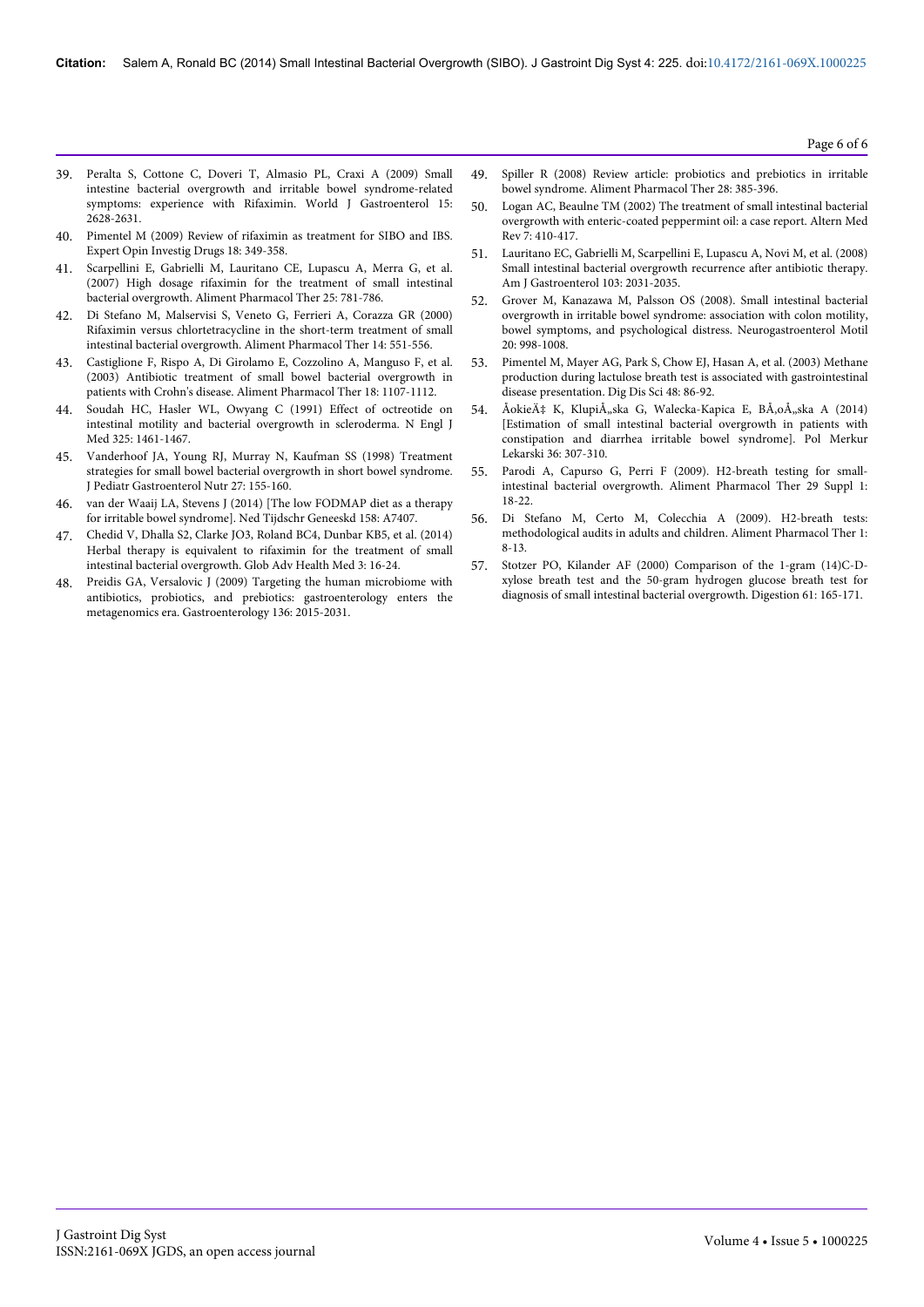39. Peralta S, Cottone C, Doveri T, Almasio PL, Craxi A (2009) Small intestine bacterial overgrowth and irritable bowel syndrome-related symptoms: experience with Rifaximin. World J Gastroenterol 15: 2628-2631.
40. Pimentel M (2009) Review of rifaximin as treatment for SIBO and IBS. Expert Opin Investig Drugs 18: 349-358.
41. Scarpellini E, Gabrielli M, Lauritano CE, Lupascu A, Merra G, et al. (2007) High dosage rifaximin for the treatment of small intestinal bacterial overgrowth. Aliment Pharmacol Ther 25: 781-786.
42. Di Stefano M, Malservisi S, Veneto G, Ferrieri A, Corazza GR (2000) Rifaximin versus chlortetracycline in the short-term treatment of small intestinal bacterial overgrowth. Aliment Pharmacol Ther 14: 551-556.
43. Castiglione F, Rispo A, Di Girolamo E, Cozzolino A, Manguso F, et al. (2003) Antibiotic treatment of small bowel bacterial overgrowth in patients with Crohn's disease. Aliment Pharmacol Ther 18: 1107-1112.
44. Soudah HC, Hasler WL, Owyang C (1991) Effect of octreotide on intestinal motility and bacterial overgrowth in scleroderma. N Engl J Med 325: 1461-1467.
45. Vanderhoof JA, Young RJ, Murray N, Kaufman SS (1998) Treatment strategies for small bowel bacterial overgrowth in short bowel syndrome. J Pediatr Gastroenterol Nutr 27: 155-160.
46. van der Waaij LA, Stevens J (2014) [The low FODMAP diet as a therapy for irritable bowel syndrome]. Ned Tijdschr Geneeskd 158: A7407.
47. Chedid V, Dhalla S2, Clarke JO3, Roland BC4, Dunbar KB5, et al. (2014) Herbal therapy is equivalent to rifaximin for the treatment of small intestinal bacterial overgrowth. Glob Adv Health Med 3: 16-24.
48. Preidis GA, Versalovic J (2009) Targeting the human microbiome with antibiotics, probiotics, and prebiotics: gastroenterology enters the metagenomics era. Gastroenterology 136: 2015-2031.
49. Spiller R (2008) Review article: probiotics and prebiotics in irritable bowel syndrome. Aliment Pharmacol Ther 28: 385-396.
50. Logan AC, Beaulne TM (2002) The treatment of small intestinal bacterial overgrowth with enteric-coated peppermint oil: a case report. Altern Med Rev 7: 410-417.
51. Lauritano EC, Gabrielli M, Scarpellini E, Lupascu A, Novi M, et al. (2008) Small intestinal bacterial overgrowth recurrence after antibiotic therapy. Am J Gastroenterol 103: 2031-2035.
52. Grover M, Kanazawa M, Palsson OS (2008). Small intestinal bacterial overgrowth in irritable bowel syndrome: association with colon motility, bowel symptoms, and psychological distress. Neurogastroenterol Motil 20: 998-1008.
53. Pimentel M, Mayer AG, Park S, Chow EJ, Hasan A, et al. (2003) Methane production during lactulose breath test is associated with gastrointestinal disease presentation. Dig Dis Sci 48: 86-92.
54. ÅokieÄ‡ K, KlupiÅ„ska G, Walecka-Kapica E, BÅ‚oÅ„ska A (2014) [Estimation of small intestinal bacterial overgrowth in patients with constipation and diarrhea irritable bowel syndrome]. Pol Merkur Lekarski 36: 307-310.
55. Parodi A, Capurso G, Perri F (2009). H2-breath testing for small-intestinal bacterial overgrowth. Aliment Pharmacol Ther 29 Suppl 1: 18-22.
56. Di Stefano M, Certo M, Colecchia A (2009). H2-breath tests: methodological audits in adults and children. Aliment Pharmacol Ther 1: 8-13.
57. Stotzer PO, Kilander AF (2000) Comparison of the 1-gram (14)C-D-xylose breath test and the 50-gram hydrogen glucose breath test for diagnosis of small intestinal bacterial overgrowth. Digestion 61: 165-171.